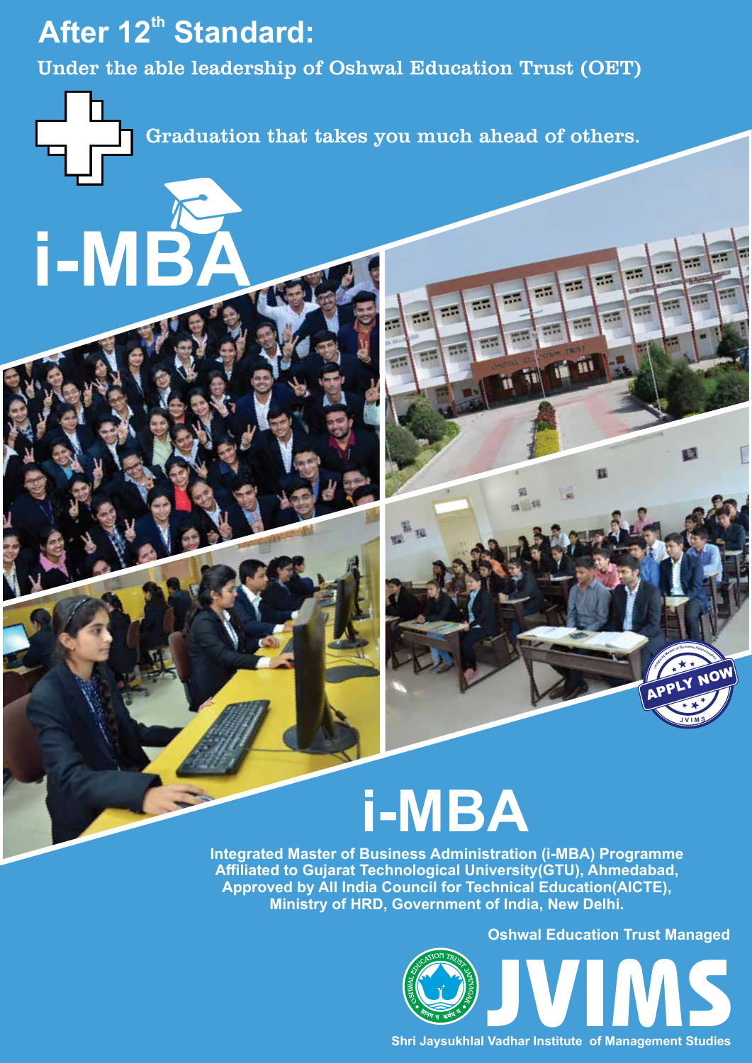# After 12th Standard:

Under the able leadership of Oshwal Education Trust (OET)

Graduation that takes you much ahead of others.

## i-MBA

APPLY NOW

# i-MBA

**Integrated Master of Business Administration (i-MBA) Programme**
**Affiliated to Gujarat Technological University(GTU), Ahmedabad,**
**Approved by All India Council for Technical Education(AICTE),**
**Ministry of HRD, Government of India, New Delhi.**

**Oshwal Education Trust Managed**

# JVIMS

**Shri Jaysukhlal Vadhar Institute of Management Studies**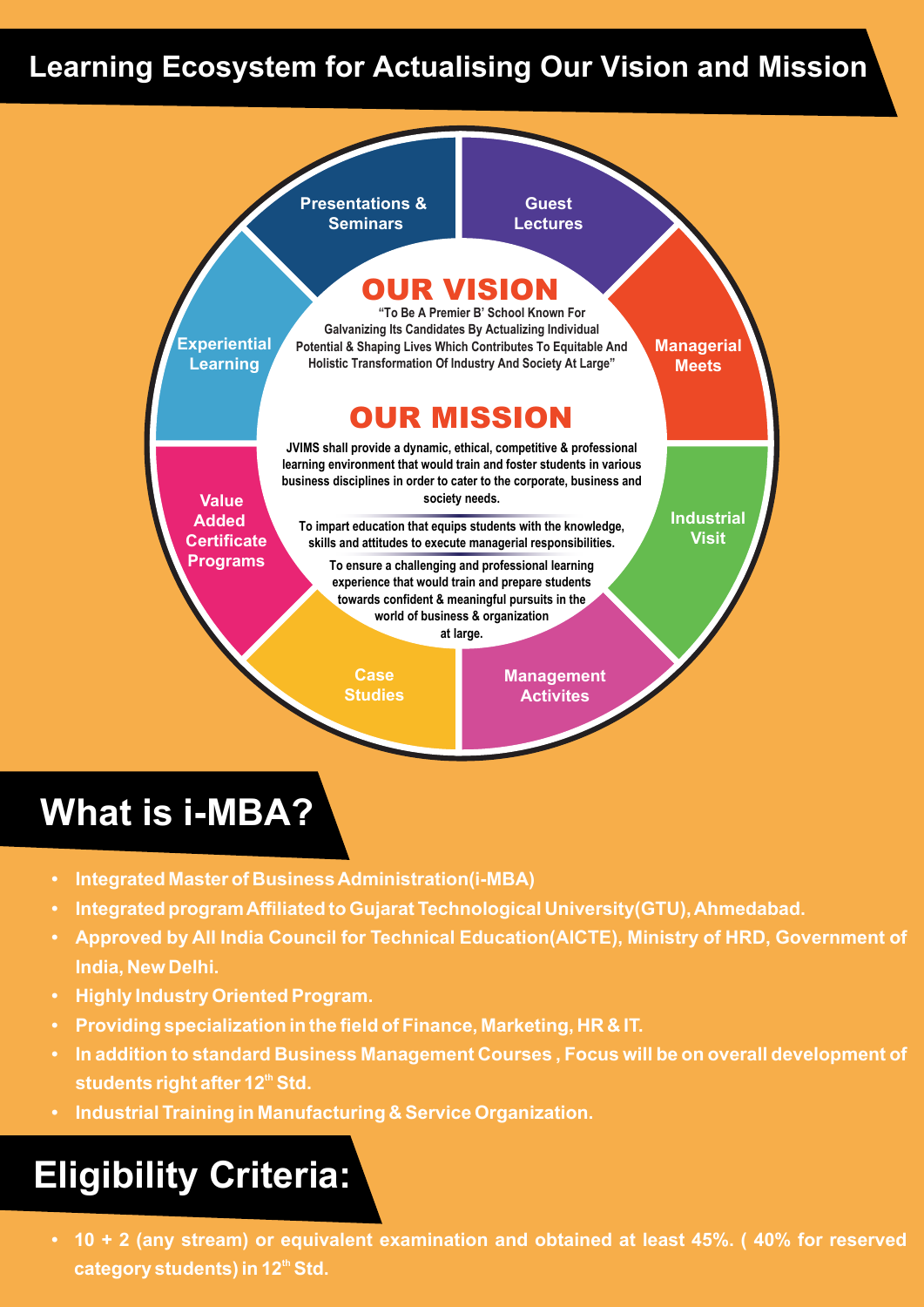# Learning Ecosystem for Actualising Our Vision and Mission

- Presentations & Seminars
- Guest Lectures
- Managerial Meets
- Industrial Visit
- Management Activites
- Case Studies
- Value Added Certificate Programs
- Experiential Learning

## OUR VISION

"To Be A Premier B' School Known For Galvanizing Its Candidates By Actualizing Individual Potential & Shaping Lives Which Contributes To Equitable And Holistic Transformation Of Industry And Society At Large"

## OUR MISSION

JVIMS shall provide a dynamic, ethical, competitive & professional learning environment that would train and foster students in various business disciplines in order to cater to the corporate, business and society needs.

To impart education that equips students with the knowledge, skills and attitudes to execute managerial responsibilities.

To ensure a challenging and professional learning experience that would train and prepare students towards confident & meaningful pursuits in the world of business & organization at large.

# What is i-MBA?

- Integrated Master of Business Administration(i-MBA)
- Integrated program Affiliated to Gujarat Technological University(GTU), Ahmedabad.
- Approved by All India Council for Technical Education(AICTE), Ministry of HRD, Government of India, New Delhi.
- Highly Industry Oriented Program.
- Providing specialization in the field of Finance, Marketing, HR & IT.
- In addition to standard Business Management Courses , Focus will be on overall development of students right after 12th Std.
- Industrial Training in Manufacturing & Service Organization.

# Eligibility Criteria:

- 10 + 2 (any stream) or equivalent examination and obtained at least 45%. ( 40% for reserved category students) in 12th Std.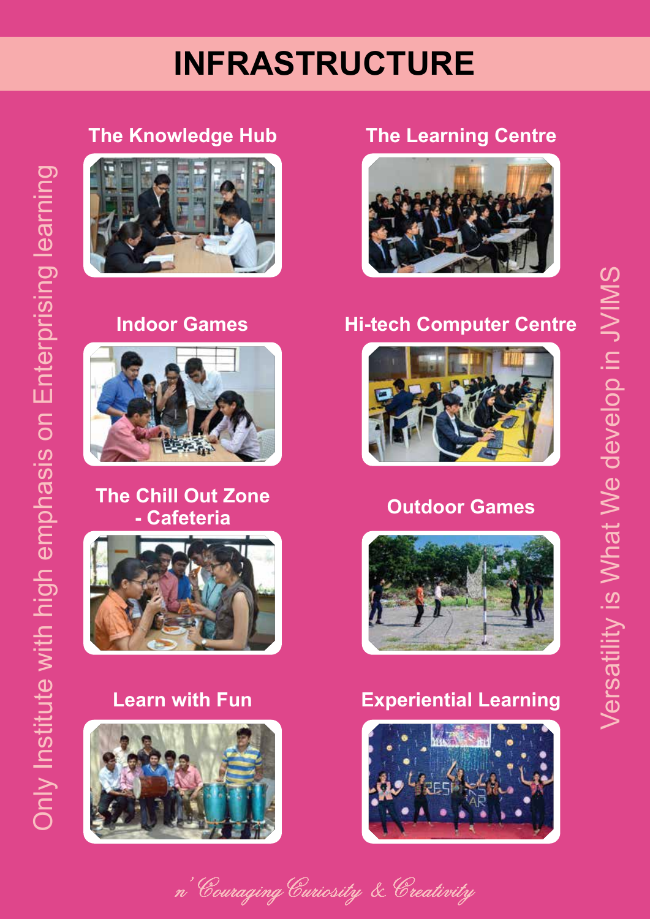# INFRASTRUCTURE

Only Institute with high emphasis on Enterprising learning

## The Knowledge Hub

## The Learning Centre

## Indoor Games

## Hi-tech Computer Centre

## The Chill Out Zone - Cafeteria

## Outdoor Games

## Learn with Fun

## Experiential Learning

Versatility is What We develop in JVIMS

*n' Couraging Curiosity & Creativity*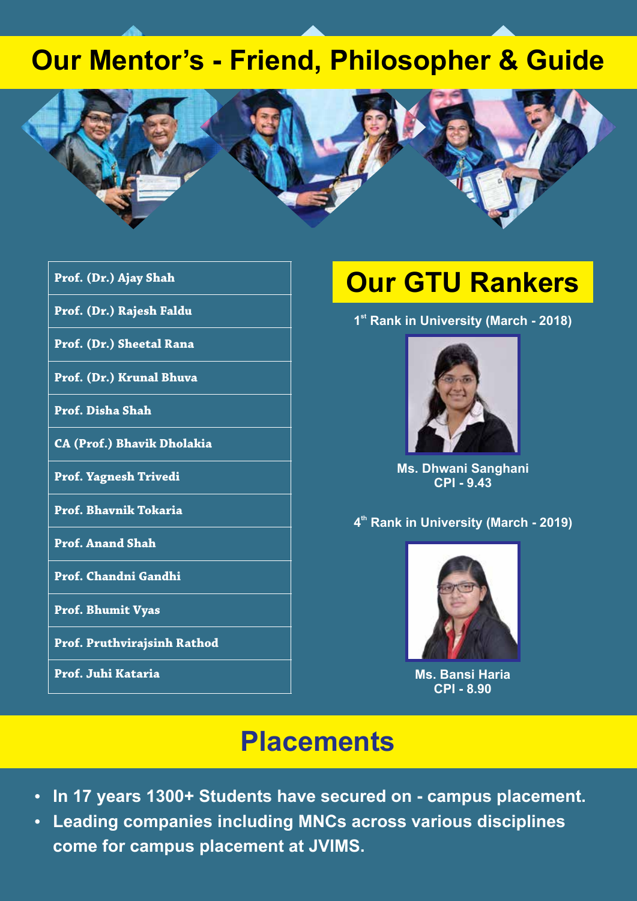# Our Mentor's - Friend, Philosopher & Guide

| Prof. (Dr.) Ajay Shah |
|---|
| Prof. (Dr.) Rajesh Faldu |
| Prof. (Dr.) Sheetal Rana |
| Prof. (Dr.) Krunal Bhuva |
| Prof. Disha Shah |
| CA (Prof.) Bhavik Dholakia |
| Prof. Yagnesh Trivedi |
| Prof. Bhavnik Tokaria |
| Prof. Anand Shah |
| Prof. Chandni Gandhi |
| Prof. Bhumit Vyas |
| Prof. Pruthvirajsinh Rathod |
| Prof. Juhi Kataria |

## Our GTU Rankers

**1st Rank in University (March - 2018)**

**Ms. Dhwani Sanghani**
**CPI - 9.43**

**4th Rank in University (March - 2019)**

**Ms. Bansi Haria**
**CPI - 8.90**

## Placements

- **In 17 years 1300+ Students have secured on - campus placement.**
- **Leading companies including MNCs across various disciplines come for campus placement at JVIMS.**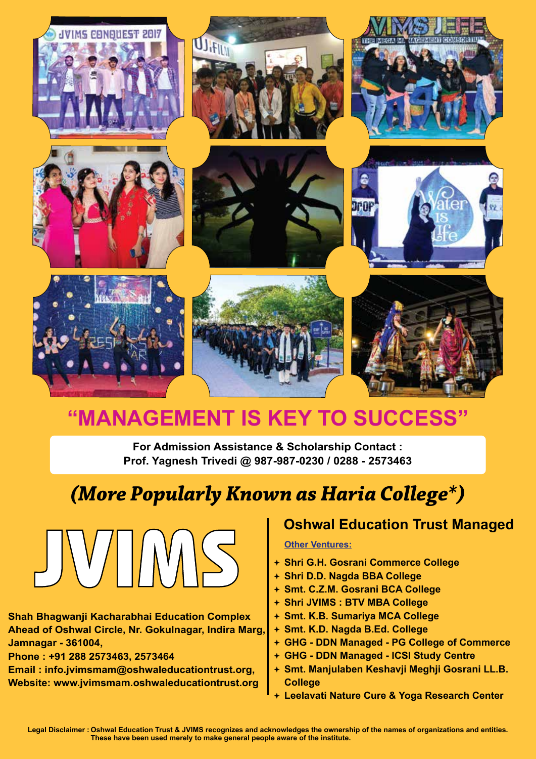# "MANAGEMENT IS KEY TO SUCCESS"

**For Admission Assistance & Scholarship Contact :**
**Prof. Yagnesh Trivedi @ 987-987-0230 / 0288 - 2573463**

## *(More Popularly Known as Haria College*)*

# JVIMS

**Shah Bhagwanji Kacharabhai Education Complex**
**Ahead of Oshwal Circle, Nr. Gokulnagar, Indira Marg,**
**Jamnagar - 361004,**
**Phone : +91 288 2573463, 2573464**
**Email : info.jvimsmam@oshwaleducationtrust.org,**
**Website: www.jvimsmam.oshwaleducationtrust.org**

## Oshwal Education Trust Managed

**Other Ventures:**

- **Shri G.H. Gosrani Commerce College**
- **Shri D.D. Nagda BBA College**
- **Smt. C.Z.M. Gosrani BCA College**
- **Shri JVIMS : BTV MBA College**
- **Smt. K.B. Sumariya MCA College**
- **Smt. K.D. Nagda B.Ed. College**
- **GHG - DDN Managed - PG College of Commerce**
- **GHG - DDN Managed - ICSI Study Centre**
- **Smt. Manjulaben Keshavji Meghji Gosrani LL.B. College**
- **Leelavati Nature Cure & Yoga Research Center**

**Legal Disclaimer : Oshwal Education Trust & JVIMS recognizes and acknowledges the ownership of the names of organizations and entities. These have been used merely to make general people aware of the institute.**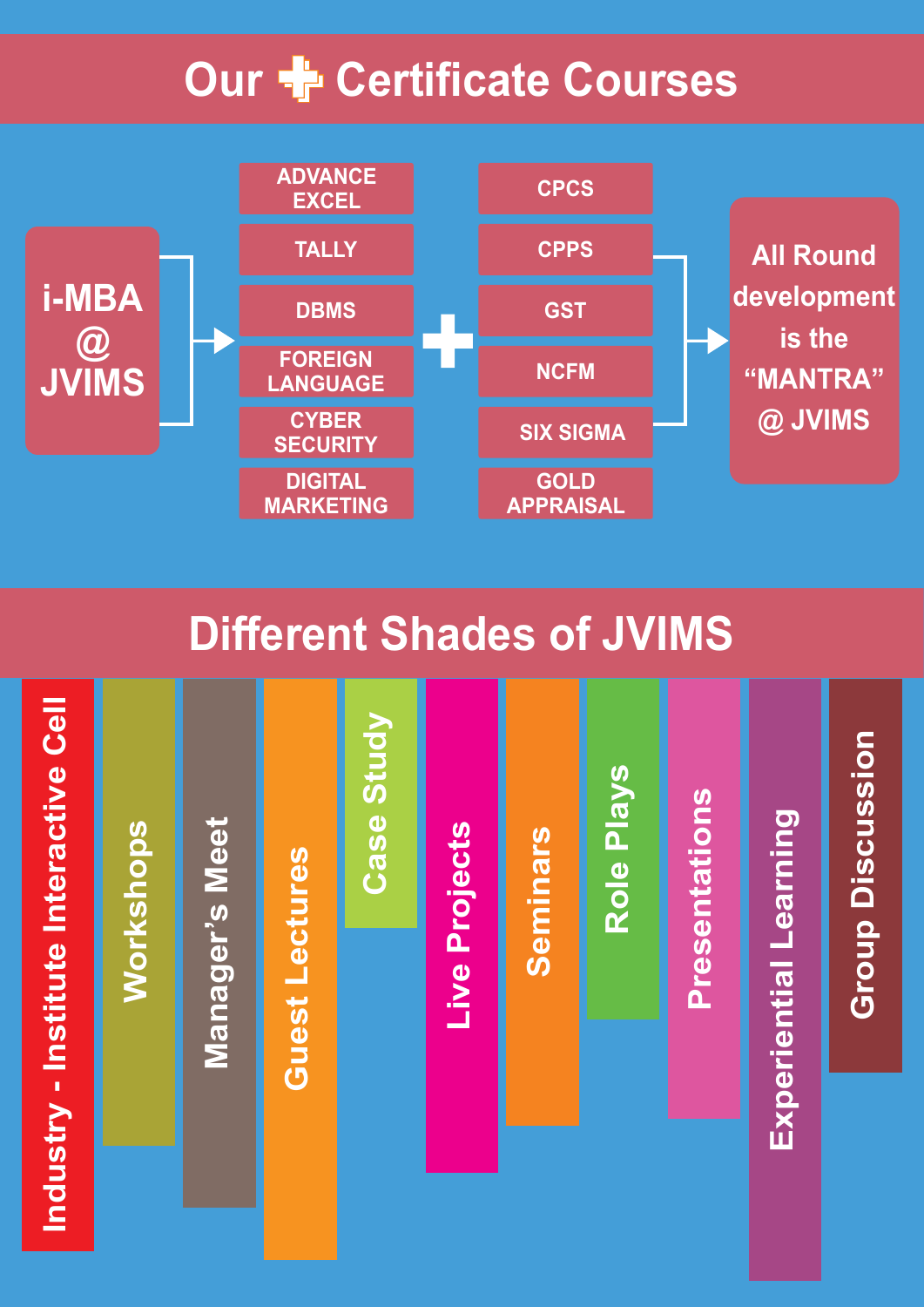# Our ✚ Certificate Courses

**i-MBA @ JVIMS**

- ADVANCE EXCEL
- TALLY
- DBMS
- FOREIGN LANGUAGE
- CYBER SECURITY
- DIGITAL MARKETING

✚

- CPCS
- CPPS
- GST
- NCFM
- SIX SIGMA
- GOLD APPRAISAL

**All Round development is the "MANTRA" @ JVIMS**

# Different Shades of JVIMS

- Industry - Institute Interactive Cell
- Workshops
- Manager's Meet
- Guest Lectures
- Case Study
- Live Projects
- Seminars
- Role Plays
- Presentations
- Experiential Learning
- Group Discussion